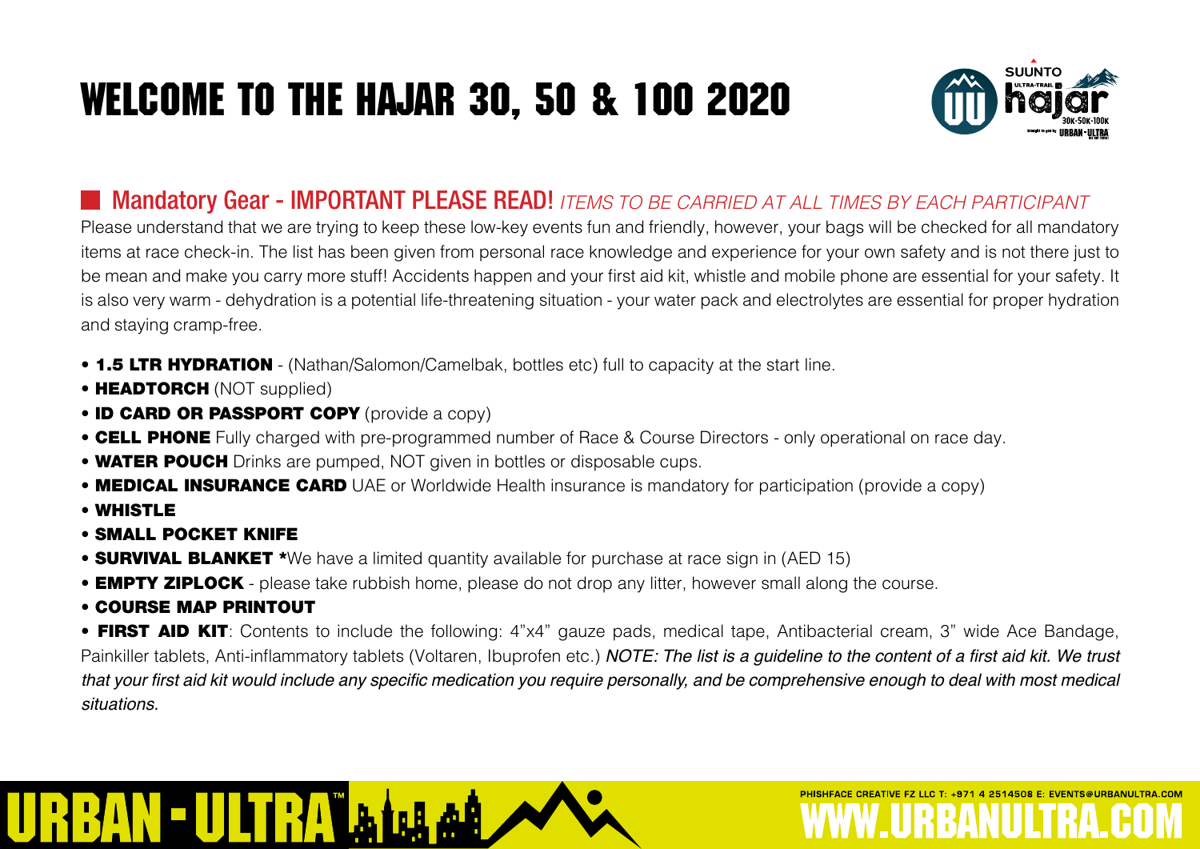# WELCOME TO THE HAJAR 30, 50 & 100 2020

## Mandatory Gear - IMPORTANT PLEASE READ! *ITEMS TO BE CARRIED AT ALL TIMES BY EACH PARTICIPANT*

Please understand that we are trying to keep these low-key events fun and friendly, however, your bags will be checked for all mandatory items at race check-in. The list has been given from personal race knowledge and experience for your own safety and is not there just to be mean and make you carry more stuff! Accidents happen and your first aid kit, whistle and mobile phone are essential for your safety. It is also very warm - dehydration is a potential life-threatening situation - your water pack and electrolytes are essential for proper hydration and staying cramp-free.

- **1.5 LTR HYDRATION** - (Nathan/Salomon/Camelbak, bottles etc) full to capacity at the start line.
- **HEADTORCH** (NOT supplied)
- **ID CARD OR PASSPORT COPY** (provide a copy)
- **CELL PHONE** Fully charged with pre-programmed number of Race & Course Directors - only operational on race day.
- **WATER POUCH** Drinks are pumped, NOT given in bottles or disposable cups.
- **MEDICAL INSURANCE CARD** UAE or Worldwide Health insurance is mandatory for participation (provide a copy)
- **WHISTLE**
- **SMALL POCKET KNIFE**
- **SURVIVAL BLANKET** *We have a limited quantity available for purchase at race sign in (AED 15)
- **EMPTY ZIPLOCK** - please take rubbish home, please do not drop any litter, however small along the course.
- **COURSE MAP PRINTOUT**
- **FIRST AID KIT**: Contents to include the following: 4"x4" gauze pads, medical tape, Antibacterial cream, 3" wide Ace Bandage, Painkiller tablets, Anti-inflammatory tablets (Voltaren, Ibuprofen etc.) *NOTE: The list is a guideline to the content of a first aid kit. We trust that your first aid kit would include any specific medication you require personally, and be comprehensive enough to deal with most medical situations.*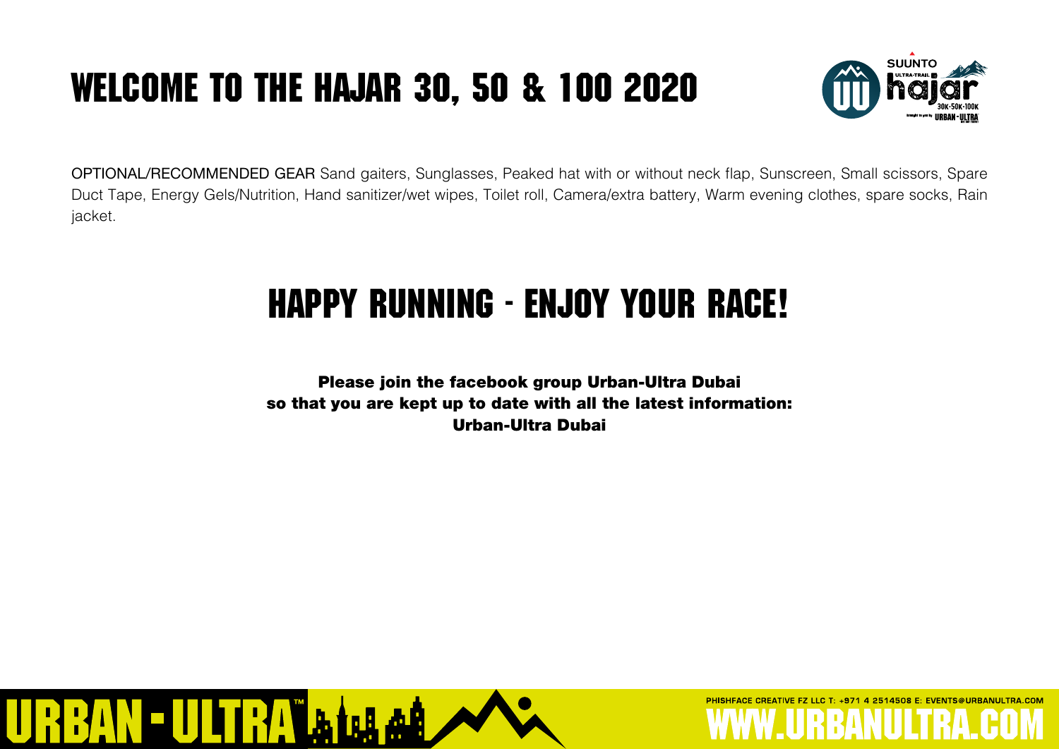# WELCOME TO THE HAJAR 30, 50 & 100 2020

OPTIONAL/RECOMMENDED GEAR Sand gaiters, Sunglasses, Peaked hat with or without neck flap, Sunscreen, Small scissors, Spare Duct Tape, Energy Gels/Nutrition, Hand sanitizer/wet wipes, Toilet roll, Camera/extra battery, Warm evening clothes, spare socks, Rain jacket.

# HAPPY RUNNING - ENJOY YOUR RACE!

**Please join the facebook group Urban-Ultra Dubai so that you are kept up to date with all the latest information: Urban-Ultra Dubai**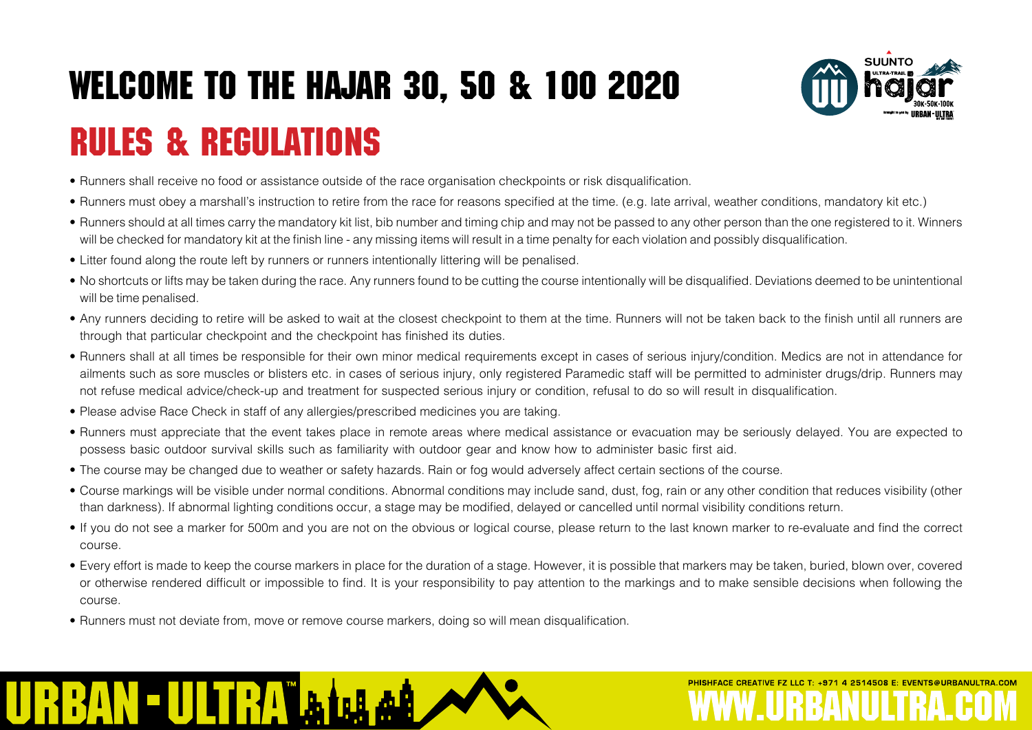# WELCOME TO THE HAJAR 30, 50 & 100 2020

## RULES & REGULATIONS

- Runners shall receive no food or assistance outside of the race organisation checkpoints or risk disqualification.
- Runners must obey a marshall's instruction to retire from the race for reasons specified at the time. (e.g. late arrival, weather conditions, mandatory kit etc.)
- Runners should at all times carry the mandatory kit list, bib number and timing chip and may not be passed to any other person than the one registered to it. Winners will be checked for mandatory kit at the finish line - any missing items will result in a time penalty for each violation and possibly disqualification.
- Litter found along the route left by runners or runners intentionally littering will be penalised.
- No shortcuts or lifts may be taken during the race. Any runners found to be cutting the course intentionally will be disqualified. Deviations deemed to be unintentional will be time penalised.
- Any runners deciding to retire will be asked to wait at the closest checkpoint to them at the time. Runners will not be taken back to the finish until all runners are through that particular checkpoint and the checkpoint has finished its duties.
- Runners shall at all times be responsible for their own minor medical requirements except in cases of serious injury/condition. Medics are not in attendance for ailments such as sore muscles or blisters etc. in cases of serious injury, only registered Paramedic staff will be permitted to administer drugs/drip. Runners may not refuse medical advice/check-up and treatment for suspected serious injury or condition, refusal to do so will result in disqualification.
- Please advise Race Check in staff of any allergies/prescribed medicines you are taking.
- Runners must appreciate that the event takes place in remote areas where medical assistance or evacuation may be seriously delayed. You are expected to possess basic outdoor survival skills such as familiarity with outdoor gear and know how to administer basic first aid.
- The course may be changed due to weather or safety hazards. Rain or fog would adversely affect certain sections of the course.
- Course markings will be visible under normal conditions. Abnormal conditions may include sand, dust, fog, rain or any other condition that reduces visibility (other than darkness). If abnormal lighting conditions occur, a stage may be modified, delayed or cancelled until normal visibility conditions return.
- If you do not see a marker for 500m and you are not on the obvious or logical course, please return to the last known marker to re-evaluate and find the correct course.
- Every effort is made to keep the course markers in place for the duration of a stage. However, it is possible that markers may be taken, buried, blown over, covered or otherwise rendered difficult or impossible to find. It is your responsibility to pay attention to the markings and to make sensible decisions when following the course.
- Runners must not deviate from, move or remove course markers, doing so will mean disqualification.

URBAN-ULTRA™

PHISHFACE CREATIVE FZ LLC T: +971 4 2514508 E: EVENTS@URBANULTRA.COM

WWW.URBANULTRA.COM